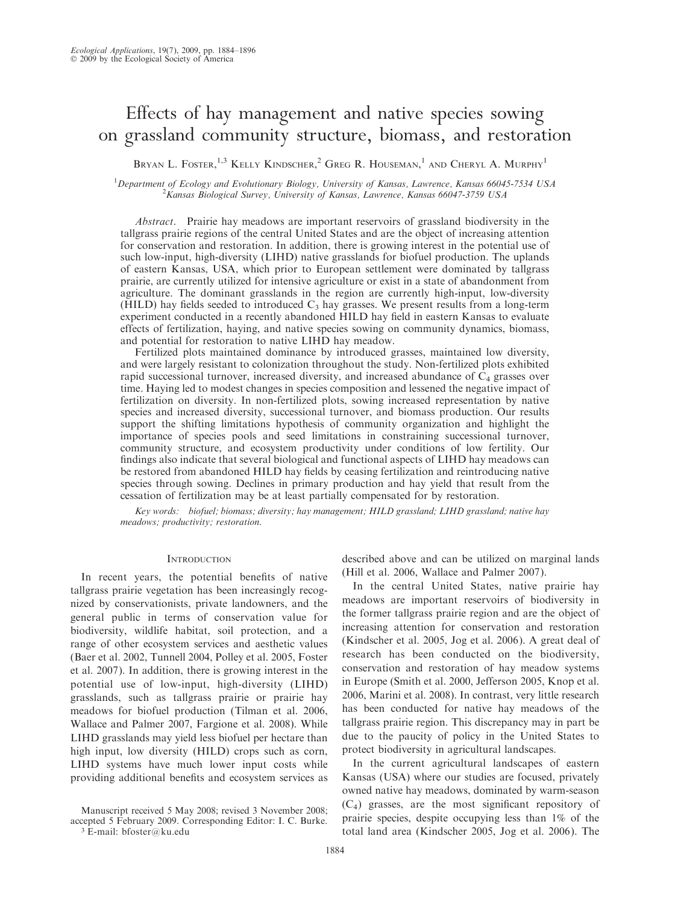# Effects of hay management and native species sowing on grassland community structure, biomass, and restoration

Bryan L. Foster,[1,3] Kelly Kindscher,[2] Greg R. Houseman,[1] and Cheryl A. Murphy[1]

[1]Department of Ecology and Evolutionary Biology, University of Kansas, Lawrence, Kansas 66045-7534 USA
[2]Kansas Biological Survey, University of Kansas, Lawrence, Kansas 66047-3759 USA

*Abstract*. Prairie hay meadows are important reservoirs of grassland biodiversity in the tallgrass prairie regions of the central United States and are the object of increasing attention for conservation and restoration. In addition, there is growing interest in the potential use of such low-input, high-diversity (LIHD) native grasslands for biofuel production. The uplands of eastern Kansas, USA, which prior to European settlement were dominated by tallgrass prairie, are currently utilized for intensive agriculture or exist in a state of abandonment from agriculture. The dominant grasslands in the region are currently high-input, low-diversity (HILD) hay fields seeded to introduced $C_3$ hay grasses. We present results from a long-term experiment conducted in a recently abandoned HILD hay field in eastern Kansas to evaluate effects of fertilization, haying, and native species sowing on community dynamics, biomass, and potential for restoration to native LIHD hay meadow.

Fertilized plots maintained dominance by introduced grasses, maintained low diversity, and were largely resistant to colonization throughout the study. Non-fertilized plots exhibited rapid successional turnover, increased diversity, and increased abundance of $C_4$ grasses over time. Haying led to modest changes in species composition and lessened the negative impact of fertilization on diversity. In non-fertilized plots, sowing increased representation by native species and increased diversity, successional turnover, and biomass production. Our results support the shifting limitations hypothesis of community organization and highlight the importance of species pools and seed limitations in constraining successional turnover, community structure, and ecosystem productivity under conditions of low fertility. Our findings also indicate that several biological and functional aspects of LIHD hay meadows can be restored from abandoned HILD hay fields by ceasing fertilization and reintroducing native species through sowing. Declines in primary production and hay yield that result from the cessation of fertilization may be at least partially compensated for by restoration.

*Key words: biofuel; biomass; diversity; hay management; HILD grassland; LIHD grassland; native hay meadows; productivity; restoration.*

## Introduction

In recent years, the potential benefits of native tallgrass prairie vegetation has been increasingly recognized by conservationists, private landowners, and the general public in terms of conservation value for biodiversity, wildlife habitat, soil protection, and a range of other ecosystem services and aesthetic values (Baer et al. 2002, Tunnell 2004, Polley et al. 2005, Foster et al. 2007). In addition, there is growing interest in the potential use of low-input, high-diversity (LIHD) grasslands, such as tallgrass prairie or prairie hay meadows for biofuel production (Tilman et al. 2006, Wallace and Palmer 2007, Fargione et al. 2008). While LIHD grasslands may yield less biofuel per hectare than high input, low diversity (HILD) crops such as corn, LIHD systems have much lower input costs while providing additional benefits and ecosystem services as described above and can be utilized on marginal lands (Hill et al. 2006, Wallace and Palmer 2007).

In the central United States, native prairie hay meadows are important reservoirs of biodiversity in the former tallgrass prairie region and are the object of increasing attention for conservation and restoration (Kindscher et al. 2005, Jog et al. 2006). A great deal of research has been conducted on the biodiversity, conservation and restoration of hay meadow systems in Europe (Smith et al. 2000, Jefferson 2005, Knop et al. 2006, Marini et al. 2008). In contrast, very little research has been conducted for native hay meadows of the tallgrass prairie region. This discrepancy may in part be due to the paucity of policy in the United States to protect biodiversity in agricultural landscapes.

In the current agricultural landscapes of eastern Kansas (USA) where our studies are focused, privately owned native hay meadows, dominated by warm-season ($C_4$) grasses, are the most significant repository of prairie species, despite occupying less than 1% of the total land area (Kindscher 2005, Jog et al. 2006). The

Manuscript received 5 May 2008; revised 3 November 2008; accepted 5 February 2009. Corresponding Editor: I. C. Burke.
[3] E-mail: bfoster@ku.edu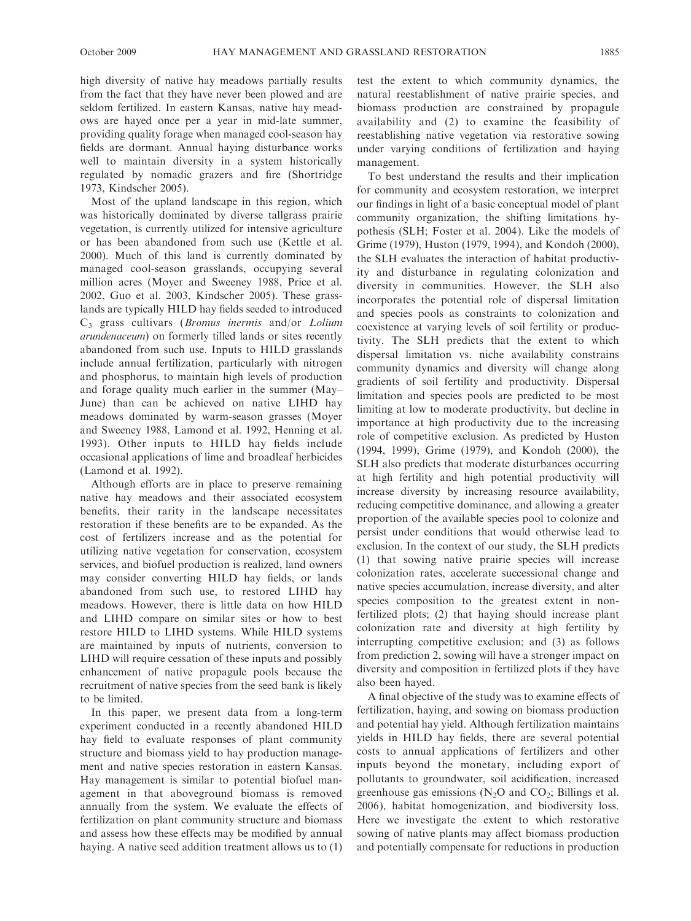high diversity of native hay meadows partially results from the fact that they have never been plowed and are seldom fertilized. In eastern Kansas, native hay meadows are hayed once per a year in mid-late summer, providing quality forage when managed cool-season hay fields are dormant. Annual haying disturbance works well to maintain diversity in a system historically regulated by nomadic grazers and fire (Shortridge 1973, Kindscher 2005).

Most of the upland landscape in this region, which was historically dominated by diverse tallgrass prairie vegetation, is currently utilized for intensive agriculture or has been abandoned from such use (Kettle et al. 2000). Much of this land is currently dominated by managed cool-season grasslands, occupying several million acres (Moyer and Sweeney 1988, Price et al. 2002, Guo et al. 2003, Kindscher 2005). These grasslands are typically HILD hay fields seeded to introduced $C_3$ grass cultivars (*Bromus inermis* and/or *Lolium arundenaceum*) on formerly tilled lands or sites recently abandoned from such use. Inputs to HILD grasslands include annual fertilization, particularly with nitrogen and phosphorus, to maintain high levels of production and forage quality much earlier in the summer (May–June) than can be achieved on native LIHD hay meadows dominated by warm-season grasses (Moyer and Sweeney 1988, Lamond et al. 1992, Henning et al. 1993). Other inputs to HILD hay fields include occasional applications of lime and broadleaf herbicides (Lamond et al. 1992).

Although efforts are in place to preserve remaining native hay meadows and their associated ecosystem benefits, their rarity in the landscape necessitates restoration if these benefits are to be expanded. As the cost of fertilizers increase and as the potential for utilizing native vegetation for conservation, ecosystem services, and biofuel production is realized, land owners may consider converting HILD hay fields, or lands abandoned from such use, to restored LIHD hay meadows. However, there is little data on how HILD and LIHD compare on similar sites or how to best restore HILD to LIHD systems. While HILD systems are maintained by inputs of nutrients, conversion to LIHD will require cessation of these inputs and possibly enhancement of native propagule pools because the recruitment of native species from the seed bank is likely to be limited.

In this paper, we present data from a long-term experiment conducted in a recently abandoned HILD hay field to evaluate responses of plant community structure and biomass yield to hay production management and native species restoration in eastern Kansas. Hay management is similar to potential biofuel management in that aboveground biomass is removed annually from the system. We evaluate the effects of fertilization on plant community structure and biomass and assess how these effects may be modified by annual haying. A native seed addition treatment allows us to (1) test the extent to which community dynamics, the natural reestablishment of native prairie species, and biomass production are constrained by propagule availability and (2) to examine the feasibility of reestablishing native vegetation via restorative sowing under varying conditions of fertilization and haying management.

To best understand the results and their implication for community and ecosystem restoration, we interpret our findings in light of a basic conceptual model of plant community organization, the shifting limitations hypothesis (SLH; Foster et al. 2004). Like the models of Grime (1979), Huston (1979, 1994), and Kondoh (2000), the SLH evaluates the interaction of habitat productivity and disturbance in regulating colonization and diversity in communities. However, the SLH also incorporates the potential role of dispersal limitation and species pools as constraints to colonization and coexistence at varying levels of soil fertility or productivity. The SLH predicts that the extent to which dispersal limitation vs. niche availability constrains community dynamics and diversity will change along gradients of soil fertility and productivity. Dispersal limitation and species pools are predicted to be most limiting at low to moderate productivity, but decline in importance at high productivity due to the increasing role of competitive exclusion. As predicted by Huston (1994, 1999), Grime (1979), and Kondoh (2000), the SLH also predicts that moderate disturbances occurring at high fertility and high potential productivity will increase diversity by increasing resource availability, reducing competitive dominance, and allowing a greater proportion of the available species pool to colonize and persist under conditions that would otherwise lead to exclusion. In the context of our study, the SLH predicts (1) that sowing native prairie species will increase colonization rates, accelerate successional change and native species accumulation, increase diversity, and alter species composition to the greatest extent in non-fertilized plots; (2) that haying should increase plant colonization rate and diversity at high fertility by interrupting competitive exclusion; and (3) as follows from prediction 2, sowing will have a stronger impact on diversity and composition in fertilized plots if they have also been hayed.

A final objective of the study was to examine effects of fertilization, haying, and sowing on biomass production and potential hay yield. Although fertilization maintains yields in HILD hay fields, there are several potential costs to annual applications of fertilizers and other inputs beyond the monetary, including export of pollutants to groundwater, soil acidification, increased greenhouse gas emissions ($N_2O$ and $CO_2$; Billings et al. 2006), habitat homogenization, and biodiversity loss. Here we investigate the extent to which restorative sowing of native plants may affect biomass production and potentially compensate for reductions in production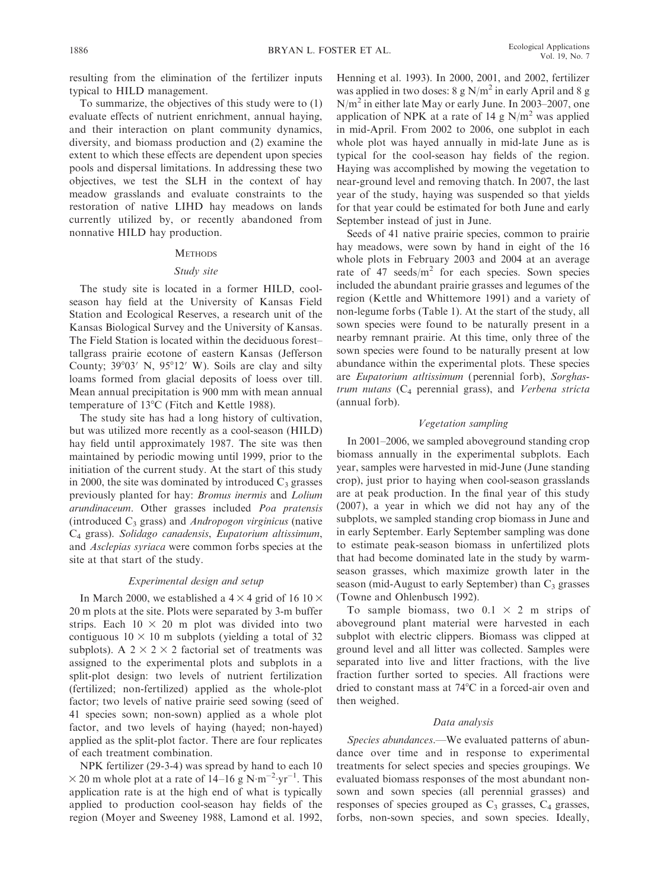resulting from the elimination of the fertilizer inputs typical to HILD management.

To summarize, the objectives of this study were to (1) evaluate effects of nutrient enrichment, annual haying, and their interaction on plant community dynamics, diversity, and biomass production and (2) examine the extent to which these effects are dependent upon species pools and dispersal limitations. In addressing these two objectives, we test the SLH in the context of hay meadow grasslands and evaluate constraints to the restoration of native LIHD hay meadows on lands currently utilized by, or recently abandoned from nonnative HILD hay production.

## METHODS

### Study site

The study site is located in a former HILD, cool-season hay field at the University of Kansas Field Station and Ecological Reserves, a research unit of the Kansas Biological Survey and the University of Kansas. The Field Station is located within the deciduous forest–tallgrass prairie ecotone of eastern Kansas (Jefferson County; 39°03′ N, 95°12′ W). Soils are clay and silty loams formed from glacial deposits of loess over till. Mean annual precipitation is 900 mm with mean annual temperature of 13°C (Fitch and Kettle 1988).

The study site has had a long history of cultivation, but was utilized more recently as a cool-season (HILD) hay field until approximately 1987. The site was then maintained by periodic mowing until 1999, prior to the initiation of the current study. At the start of this study in 2000, the site was dominated by introduced $C_3$ grasses previously planted for hay: *Bromus inermis* and *Lolium arundinaceum*. Other grasses included *Poa pratensis* (introduced $C_3$ grass) and *Andropogon virginicus* (native $C_4$ grass). *Solidago canadensis*, *Eupatorium altissimum*, and *Asclepias syriaca* were common forbs species at the site at that start of the study.

### Experimental design and setup

In March 2000, we established a $4 \times 4$ grid of 16 $10 \times 20$ m plots at the site. Plots were separated by 3-m buffer strips. Each $10 \times 20$ m plot was divided into two contiguous $10 \times 10$ m subplots (yielding a total of 32 subplots). A $2 \times 2 \times 2$ factorial set of treatments was assigned to the experimental plots and subplots in a split-plot design: two levels of nutrient fertilization (fertilized; non-fertilized) applied as the whole-plot factor; two levels of native prairie seed sowing (seed of 41 species sown; non-sown) applied as a whole plot factor, and two levels of haying (hayed; non-hayed) applied as the split-plot factor. There are four replicates of each treatment combination.

NPK fertilizer (29-3-4) was spread by hand to each $10 \times 20$ m whole plot at a rate of 14–16 g $N \cdot m^{-2} \cdot yr^{-1}$. This application rate is at the high end of what is typically applied to production cool-season hay fields of the region (Moyer and Sweeney 1988, Lamond et al. 1992, Henning et al. 1993). In 2000, 2001, and 2002, fertilizer was applied in two doses: 8 g $N/m^2$ in early April and 8 g $N/m^2$ in either late May or early June. In 2003–2007, one application of NPK at a rate of 14 g $N/m^2$ was applied in mid-April. From 2002 to 2006, one subplot in each whole plot was hayed annually in mid-late June as is typical for the cool-season hay fields of the region. Haying was accomplished by mowing the vegetation to near-ground level and removing thatch. In 2007, the last year of the study, haying was suspended so that yields for that year could be estimated for both June and early September instead of just in June.

Seeds of 41 native prairie species, common to prairie hay meadows, were sown by hand in eight of the 16 whole plots in February 2003 and 2004 at an average rate of 47 seeds/$m^2$ for each species. Sown species included the abundant prairie grasses and legumes of the region (Kettle and Whittemore 1991) and a variety of non-legume forbs (Table 1). At the start of the study, all sown species were found to be naturally present in a nearby remnant prairie. At this time, only three of the sown species were found to be naturally present at low abundance within the experimental plots. These species are *Eupatorium atltissimum* (perennial forb), *Sorghastrum nutans* ($C_4$ perennial grass), and *Verbena stricta* (annual forb).

### Vegetation sampling

In 2001–2006, we sampled aboveground standing crop biomass annually in the experimental subplots. Each year, samples were harvested in mid-June (June standing crop), just prior to haying when cool-season grasslands are at peak production. In the final year of this study (2007), a year in which we did not hay any of the subplots, we sampled standing crop biomass in June and in early September. Early September sampling was done to estimate peak-season biomass in unfertilized plots that had become dominated late in the study by warm-season grasses, which maximize growth later in the season (mid-August to early September) than $C_3$ grasses (Towne and Ohlenbusch 1992).

To sample biomass, two $0.1 \times 2$ m strips of aboveground plant material were harvested in each subplot with electric clippers. Biomass was clipped at ground level and all litter was collected. Samples were separated into live and litter fractions, with the live fraction further sorted to species. All fractions were dried to constant mass at 74°C in a forced-air oven and then weighed.

### Data analysis

*Species abundances.*—We evaluated patterns of abundance over time and in response to experimental treatments for select species and species groupings. We evaluated biomass responses of the most abundant non-sown and sown species (all perennial grasses) and responses of species grouped as $C_3$ grasses, $C_4$ grasses, forbs, non-sown species, and sown species. Ideally,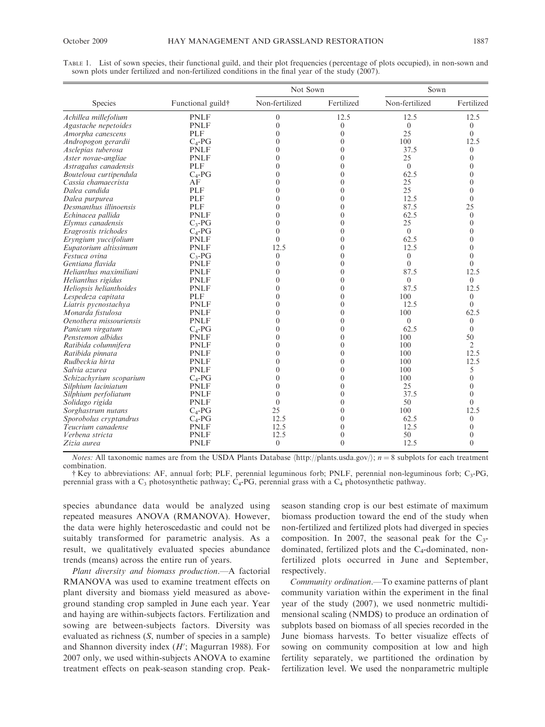TABLE 1. List of sown species, their functional guild, and their plot frequencies (percentage of plots occupied), in non-sown and sown plots under fertilized and non-fertilized conditions in the final year of the study (2007).

| Species | Functional guild† | Not Sown | | Sown | |
|---|---|---|---|---|---|
| | | Non-fertilized | Fertilized | Non-fertilized | Fertilized |
| *Achillea millefolium* | PNLF | 0 | 12.5 | 12.5 | 12.5 |
| *Agastache nepetoides* | PNLF | 0 | 0 | 0 | 0 |
| *Amorpha canescens* | PLF | 0 | 0 | 25 | 0 |
| *Andropogon gerardii* | $C_4$-PG | 0 | 0 | 100 | 12.5 |
| *Asclepias tuberosa* | PNLF | 0 | 0 | 37.5 | 0 |
| *Aster novae-angliae* | PNLF | 0 | 0 | 25 | 0 |
| *Astragalus canadensis* | PLF | 0 | 0 | 0 | 0 |
| *Bouteloua curtipendula* | $C_4$-PG | 0 | 0 | 62.5 | 0 |
| *Cassia chamaecrista* | AF | 0 | 0 | 25 | 0 |
| *Dalea candida* | PLF | 0 | 0 | 25 | 0 |
| *Dalea purpurea* | PLF | 0 | 0 | 12.5 | 0 |
| *Desmanthus illinoensis* | PLF | 0 | 0 | 87.5 | 25 |
| *Echinacea pallida* | PNLF | 0 | 0 | 62.5 | 0 |
| *Elymus canadensis* | $C_3$-PG | 0 | 0 | 25 | 0 |
| *Eragrostis trichodes* | $C_4$-PG | 0 | 0 | 0 | 0 |
| *Eryngium yuccifolium* | PNLF | 0 | 0 | 62.5 | 0 |
| *Eupatorium altissimum* | PNLF | 12.5 | 0 | 12.5 | 0 |
| *Festuca ovina* | $C_3$-PG | 0 | 0 | 0 | 0 |
| *Gentiana flavida* | PNLF | 0 | 0 | 0 | 0 |
| *Helianthus maximiliani* | PNLF | 0 | 0 | 87.5 | 12.5 |
| *Helianthus rigidus* | PNLF | 0 | 0 | 0 | 0 |
| *Heliopsis helianthoides* | PNLF | 0 | 0 | 87.5 | 12.5 |
| *Lespedeza capitata* | PLF | 0 | 0 | 100 | 0 |
| *Liatris pycnostachya* | PNLF | 0 | 0 | 12.5 | 0 |
| *Monarda fistulosa* | PNLF | 0 | 0 | 100 | 62.5 |
| *Oenothera missouriensis* | PNLF | 0 | 0 | 0 | 0 |
| *Panicum virgatum* | $C_4$-PG | 0 | 0 | 62.5 | 0 |
| *Penstemon albidus* | PNLF | 0 | 0 | 100 | 50 |
| *Ratibida columnifera* | PNLF | 0 | 0 | 100 | 2 |
| *Ratibida pinnata* | PNLF | 0 | 0 | 100 | 12.5 |
| *Rudbeckia hirta* | PNLF | 0 | 0 | 100 | 12.5 |
| *Salvia azurea* | PNLF | 0 | 0 | 100 | 5 |
| *Schizachyrium scoparium* | $C_4$-PG | 0 | 0 | 100 | 0 |
| *Silphium laciniatum* | PNLF | 0 | 0 | 25 | 0 |
| *Silphium perfoliatum* | PNLF | 0 | 0 | 37.5 | 0 |
| *Solidago rigida* | PNLF | 0 | 0 | 50 | 0 |
| *Sorghastrum nutans* | $C_4$-PG | 25 | 0 | 100 | 12.5 |
| *Sporobolus cryptandrus* | $C_4$-PG | 12.5 | 0 | 62.5 | 0 |
| *Teucrium canadense* | PNLF | 12.5 | 0 | 12.5 | 0 |
| *Verbena stricta* | PNLF | 12.5 | 0 | 50 | 0 |
| *Zizia aurea* | PNLF | 0 | 0 | 12.5 | 0 |

*Notes:* All taxonomic names are from the USDA Plants Database ⟨http://plants.usda.gov/⟩; $n = 8$ subplots for each treatment combination.

† Key to abbreviations: AF, annual forb; PLF, perennial leguminous forb; PNLF, perennial non-leguminous forb; $C_3$-PG, perennial grass with a $C_3$ photosynthetic pathway; $C_4$-PG, perennial grass with a $C_4$ photosynthetic pathway.

species abundance data would be analyzed using repeated measures ANOVA (RMANOVA). However, the data were highly heteroscedastic and could not be suitably transformed for parametric analysis. As a result, we qualitatively evaluated species abundance trends (means) across the entire run of years.

*Plant diversity and biomass production.*—A factorial RMANOVA was used to examine treatment effects on plant diversity and biomass yield measured as aboveground standing crop sampled in June each year. Year and haying are within-subjects factors. Fertilization and sowing are between-subjects factors. Diversity was evaluated as richness ($S$, number of species in a sample) and Shannon diversity index ($H'$; Magurran 1988). For 2007 only, we used within-subjects ANOVA to examine treatment effects on peak-season standing crop. Peak-season standing crop is our best estimate of maximum biomass production toward the end of the study when non-fertilized and fertilized plots had diverged in species composition. In 2007, the seasonal peak for the $C_3$-dominated, fertilized plots and the $C_4$-dominated, non-fertilized plots occurred in June and September, respectively.

*Community ordination.*—To examine patterns of plant community variation within the experiment in the final year of the study (2007), we used nonmetric multidimensional scaling (NMDS) to produce an ordination of subplots based on biomass of all species recorded in the June biomass harvests. To better visualize effects of sowing on community composition at low and high fertility separately, we partitioned the ordination by fertilization level. We used the nonparametric multiple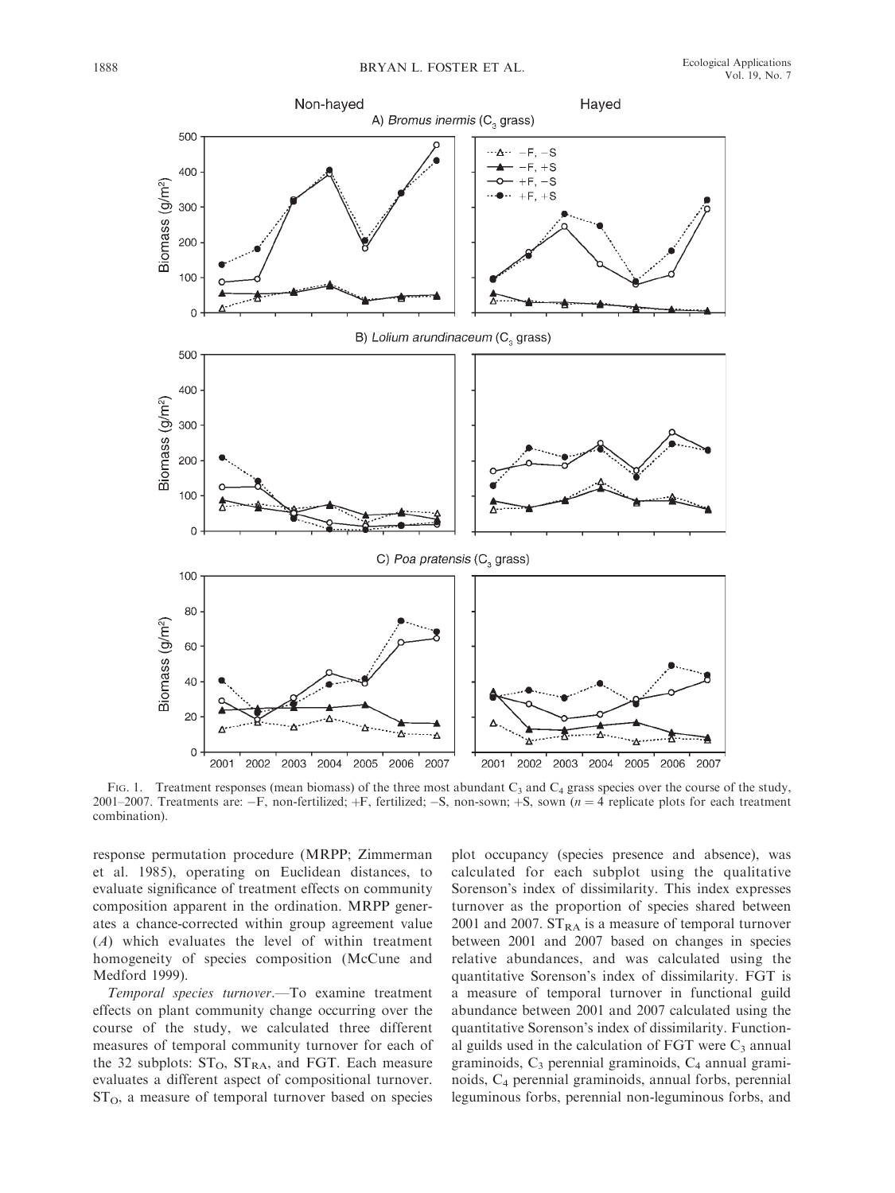FIG. 1. Treatment responses (mean biomass) of the three most abundant $C_3$ and $C_4$ grass species over the course of the study, 2001–2007. Treatments are: −F, non-fertilized; +F, fertilized; −S, non-sown; +S, sown ($n = 4$ replicate plots for each treatment combination).

response permutation procedure (MRPP; Zimmerman et al. 1985), operating on Euclidean distances, to evaluate significance of treatment effects on community composition apparent in the ordination. MRPP generates a chance-corrected within group agreement value ($A$) which evaluates the level of within treatment homogeneity of species composition (McCune and Medford 1999).

*Temporal species turnover*.—To examine treatment effects on plant community change occurring over the course of the study, we calculated three different measures of temporal community turnover for each of the 32 subplots: $ST_O$, $ST_{RA}$, and FGT. Each measure evaluates a different aspect of compositional turnover. $ST_O$, a measure of temporal turnover based on species plot occupancy (species presence and absence), was calculated for each subplot using the qualitative Sorenson's index of dissimilarity. This index expresses turnover as the proportion of species shared between 2001 and 2007. $ST_{RA}$ is a measure of temporal turnover between 2001 and 2007 based on changes in species relative abundances, and was calculated using the quantitative Sorenson's index of dissimilarity. FGT is a measure of temporal turnover in functional guild abundance between 2001 and 2007 calculated using the quantitative Sorenson's index of dissimilarity. Functional guilds used in the calculation of FGT were $C_3$ annual graminoids, $C_3$ perennial graminoids, $C_4$ annual graminoids, $C_4$ perennial graminoids, annual forbs, perennial leguminous forbs, perennial non-leguminous forbs, and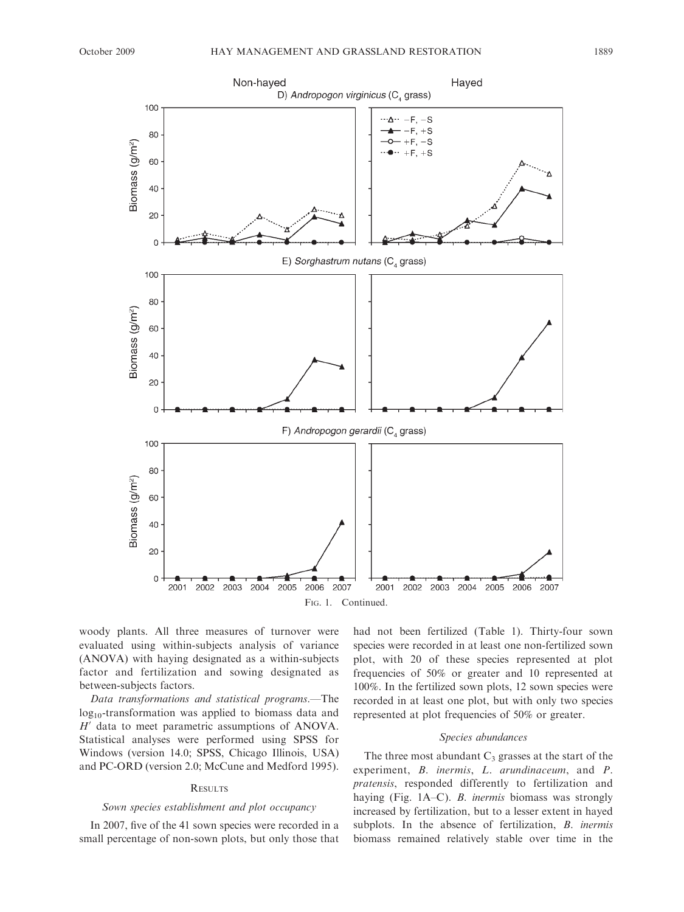FIG. 1. Continued.

woody plants. All three measures of turnover were evaluated using within-subjects analysis of variance (ANOVA) with haying designated as a within-subjects factor and fertilization and sowing designated as between-subjects factors.

*Data transformations and statistical programs.*—The $\log_{10}$-transformation was applied to biomass data and $H'$ data to meet parametric assumptions of ANOVA. Statistical analyses were performed using SPSS for Windows (version 14.0; SPSS, Chicago Illinois, USA) and PC-ORD (version 2.0; McCune and Medford 1995).

## RESULTS

### *Sown species establishment and plot occupancy*

In 2007, five of the 41 sown species were recorded in a small percentage of non-sown plots, but only those that had not been fertilized (Table 1). Thirty-four sown species were recorded in at least one non-fertilized sown plot, with 20 of these species represented at plot frequencies of 50% or greater and 10 represented at 100%. In the fertilized sown plots, 12 sown species were recorded in at least one plot, but with only two species represented at plot frequencies of 50% or greater.

### *Species abundances*

The three most abundant $C_3$ grasses at the start of the experiment, *B. inermis*, *L. arundinaceum*, and *P. pratensis*, responded differently to fertilization and haying (Fig. 1A–C). *B. inermis* biomass was strongly increased by fertilization, but to a lesser extent in hayed subplots. In the absence of fertilization, *B. inermis* biomass remained relatively stable over time in the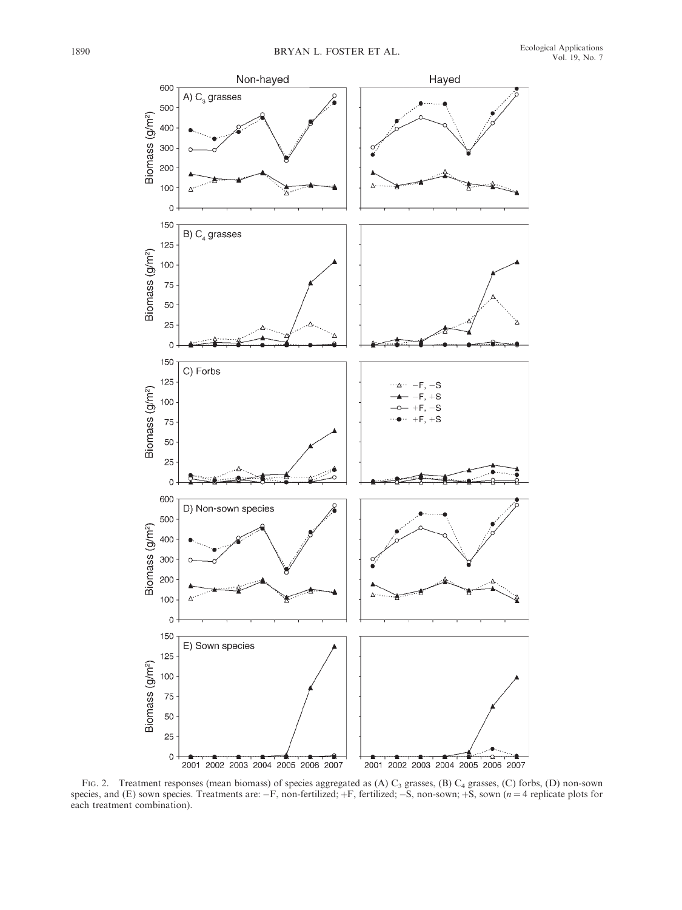FIG. 2. Treatment responses (mean biomass) of species aggregated as (A) $C_3$ grasses, (B) $C_4$ grasses, (C) forbs, (D) non-sown species, and (E) sown species. Treatments are: −F, non-fertilized; +F, fertilized; −S, non-sown; +S, sown ($n = 4$ replicate plots for each treatment combination).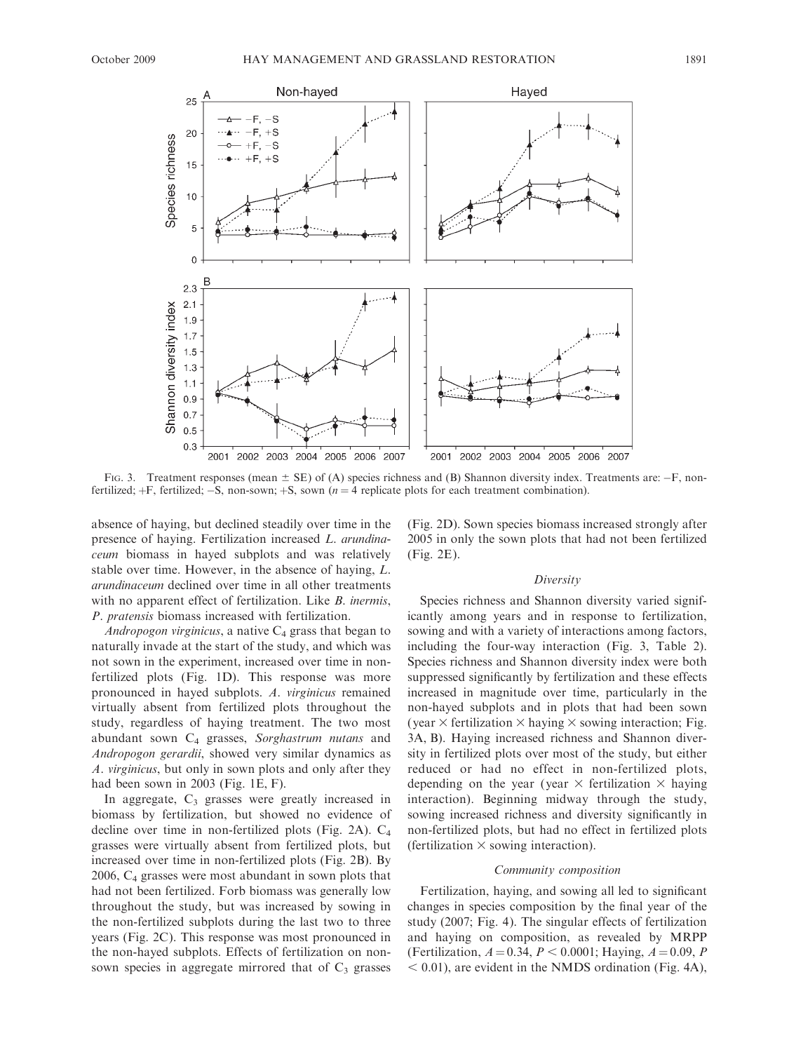FIG. 3. Treatment responses (mean ± SE) of (A) species richness and (B) Shannon diversity index. Treatments are: −F, non-fertilized; +F, fertilized; −S, non-sown; +S, sown ($n = 4$ replicate plots for each treatment combination).

absence of haying, but declined steadily over time in the presence of haying. Fertilization increased *L. arundinaceum* biomass in hayed subplots and was relatively stable over time. However, in the absence of haying, *L. arundinaceum* declined over time in all other treatments with no apparent effect of fertilization. Like *B. inermis*, *P. pratensis* biomass increased with fertilization.

*Andropogon virginicus*, a native $C_4$ grass that began to naturally invade at the start of the study, and which was not sown in the experiment, increased over time in non-fertilized plots (Fig. 1D). This response was more pronounced in hayed subplots. *A. virginicus* remained virtually absent from fertilized plots throughout the study, regardless of haying treatment. The two most abundant sown $C_4$ grasses, *Sorghastrum nutans* and *Andropogon gerardii*, showed very similar dynamics as *A. virginicus*, but only in sown plots and only after they had been sown in 2003 (Fig. 1E, F).

In aggregate, $C_3$ grasses were greatly increased in biomass by fertilization, but showed no evidence of decline over time in non-fertilized plots (Fig. 2A). $C_4$ grasses were virtually absent from fertilized plots, but increased over time in non-fertilized plots (Fig. 2B). By 2006, $C_4$ grasses were most abundant in sown plots that had not been fertilized. Forb biomass was generally low throughout the study, but was increased by sowing in the non-fertilized subplots during the last two to three years (Fig. 2C). This response was most pronounced in the non-hayed subplots. Effects of fertilization on non-sown species in aggregate mirrored that of $C_3$ grasses (Fig. 2D). Sown species biomass increased strongly after 2005 in only the sown plots that had not been fertilized (Fig. 2E).

### *Diversity*

Species richness and Shannon diversity varied significantly among years and in response to fertilization, sowing and with a variety of interactions among factors, including the four-way interaction (Fig. 3, Table 2). Species richness and Shannon diversity index were both suppressed significantly by fertilization and these effects increased in magnitude over time, particularly in the non-hayed subplots and in plots that had been sown (year × fertilization × haying × sowing interaction; Fig. 3A, B). Haying increased richness and Shannon diversity in fertilized plots over most of the study, but either reduced or had no effect in non-fertilized plots, depending on the year (year × fertilization × haying interaction). Beginning midway through the study, sowing increased richness and diversity significantly in non-fertilized plots, but had no effect in fertilized plots (fertilization × sowing interaction).

### *Community composition*

Fertilization, haying, and sowing all led to significant changes in species composition by the final year of the study (2007; Fig. 4). The singular effects of fertilization and haying on composition, as revealed by MRPP (Fertilization, $A = 0.34$, $P < 0.0001$; Haying, $A = 0.09$, $P < 0.01$), are evident in the NMDS ordination (Fig. 4A),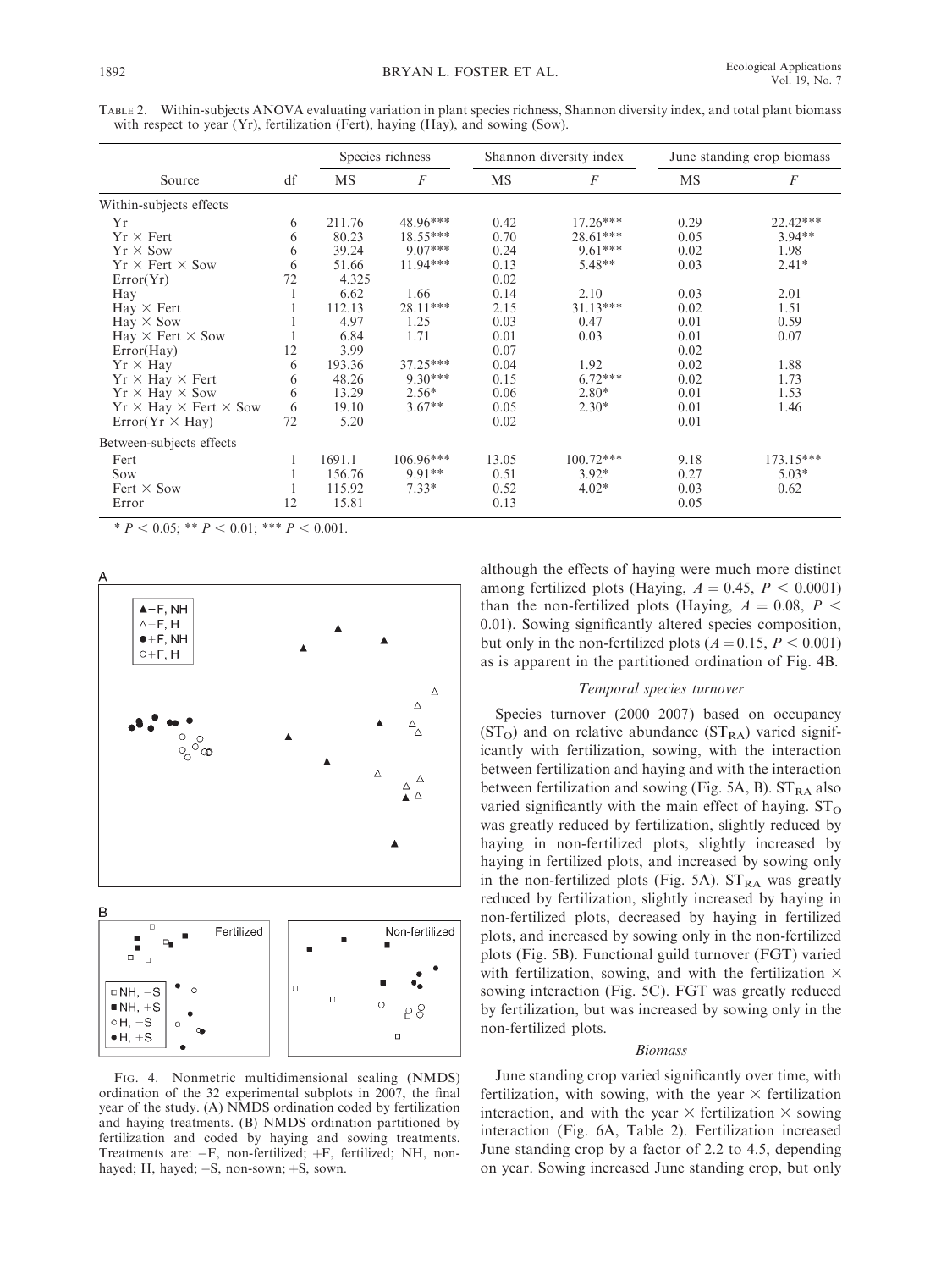TABLE 2. Within-subjects ANOVA evaluating variation in plant species richness, Shannon diversity index, and total plant biomass with respect to year (Yr), fertilization (Fert), haying (Hay), and sowing (Sow).

| Source | df | Species richness | | Shannon diversity index | | June standing crop biomass | |
|---|---|---|---|---|---|---|---|
| | | MS | *F* | MS | *F* | MS | *F* |
| Within-subjects effects | | | | | | | |
| Yr | 6 | 211.76 | 48.96*** | 0.42 | 17.26*** | 0.29 | 22.42*** |
| Yr × Fert | 6 | 80.23 | 18.55*** | 0.70 | 28.61*** | 0.05 | 3.94** |
| Yr × Sow | 6 | 39.24 | 9.07*** | 0.24 | 9.61*** | 0.02 | 1.98 |
| Yr × Fert × Sow | 6 | 51.66 | 11.94*** | 0.13 | 5.48** | 0.03 | 2.41* |
| Error(Yr) | 72 | 4.325 | | 0.02 | | | |
| Hay | 1 | 6.62 | 1.66 | 0.14 | 2.10 | 0.03 | 2.01 |
| Hay × Fert | 1 | 112.13 | 28.11*** | 2.15 | 31.13*** | 0.02 | 1.51 |
| Hay × Sow | 1 | 4.97 | 1.25 | 0.03 | 0.47 | 0.01 | 0.59 |
| Hay × Fert × Sow | 1 | 6.84 | 1.71 | 0.01 | 0.03 | 0.01 | 0.07 |
| Error(Hay) | 12 | 3.99 | | 0.07 | | 0.02 | |
| Yr × Hay | 6 | 193.36 | 37.25*** | 0.04 | 1.92 | 0.02 | 1.88 |
| Yr × Hay × Fert | 6 | 48.26 | 9.30*** | 0.15 | 6.72*** | 0.02 | 1.73 |
| Yr × Hay × Sow | 6 | 13.29 | 2.56* | 0.06 | 2.80* | 0.01 | 1.53 |
| Yr × Hay × Fert × Sow | 6 | 19.10 | 3.67** | 0.05 | 2.30* | 0.01 | 1.46 |
| Error(Yr × Hay) | 72 | 5.20 | | 0.02 | | 0.01 | |
| Between-subjects effects | | | | | | | |
| Fert | 1 | 1691.1 | 106.96*** | 13.05 | 100.72*** | 9.18 | 173.15*** |
| Sow | 1 | 156.76 | 9.91** | 0.51 | 3.92* | 0.27 | 5.03* |
| Fert × Sow | 1 | 115.92 | 7.33* | 0.52 | 4.02* | 0.03 | 0.62 |
| Error | 12 | 15.81 | | 0.13 | | 0.05 | |

\* $P < 0.05$; \*\* $P < 0.01$; \*\*\* $P < 0.001$.

FIG. 4. Nonmetric multidimensional scaling (NMDS) ordination of the 32 experimental subplots in 2007, the final year of the study. (A) NMDS ordination coded by fertilization and haying treatments. (B) NMDS ordination partitioned by fertilization and coded by haying and sowing treatments. Treatments are: −F, non-fertilized; +F, fertilized; NH, non-hayed; H, hayed; −S, non-sown; +S, sown.

although the effects of haying were much more distinct among fertilized plots (Haying, $A = 0.45$, $P < 0.0001$) than the non-fertilized plots (Haying, $A = 0.08$, $P < 0.01$). Sowing significantly altered species composition, but only in the non-fertilized plots ($A = 0.15$, $P < 0.001$) as is apparent in the partitioned ordination of Fig. 4B.

### *Temporal species turnover*

Species turnover (2000–2007) based on occupancy ($ST_O$) and on relative abundance ($ST_{RA}$) varied significantly with fertilization, sowing, with the interaction between fertilization and haying and with the interaction between fertilization and sowing (Fig. 5A, B). $ST_{RA}$ also varied significantly with the main effect of haying. $ST_O$ was greatly reduced by fertilization, slightly reduced by haying in non-fertilized plots, slightly increased by haying in fertilized plots, and increased by sowing only in the non-fertilized plots (Fig. 5A). $ST_{RA}$ was greatly reduced by fertilization, slightly increased by haying in non-fertilized plots, decreased by haying in fertilized plots, and increased by sowing only in the non-fertilized plots (Fig. 5B). Functional guild turnover (FGT) varied with fertilization, sowing, and with the fertilization × sowing interaction (Fig. 5C). FGT was greatly reduced by fertilization, but was increased by sowing only in the non-fertilized plots.

### *Biomass*

June standing crop varied significantly over time, with fertilization, with sowing, with the year × fertilization interaction, and with the year × fertilization × sowing interaction (Fig. 6A, Table 2). Fertilization increased June standing crop by a factor of 2.2 to 4.5, depending on year. Sowing increased June standing crop, but only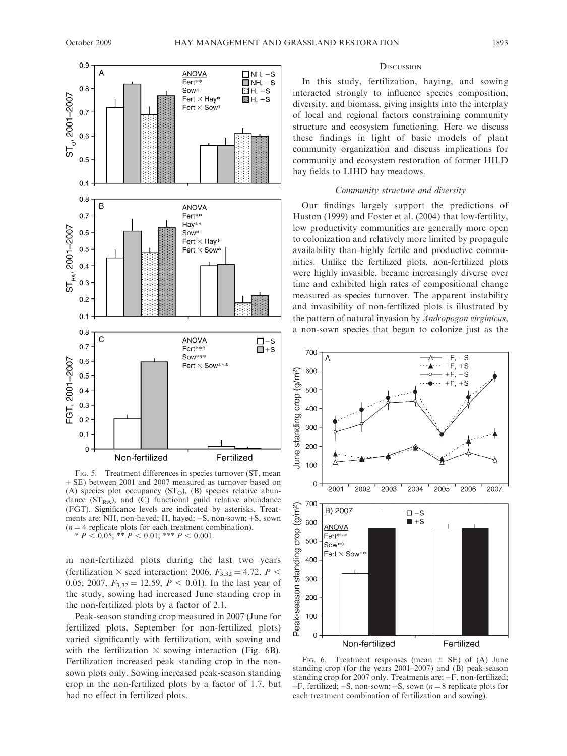FIG. 5. Treatment differences in species turnover (ST, mean + SE) between 2001 and 2007 measured as turnover based on (A) species plot occupancy ($ST_O$), (B) species relative abundance ($ST_{RA}$), and (C) functional guild relative abundance (FGT). Significance levels are indicated by asterisks. Treatments are: NH, non-hayed; H, hayed; −S, non-sown; +S, sown ($n = 4$ replicate plots for each treatment combination).
* $P < 0.05$; ** $P < 0.01$; *** $P < 0.001$.

in non-fertilized plots during the last two years (fertilization × seed interaction; 2006, $F_{3,32} = 4.72$, $P < 0.05$; 2007, $F_{3,32} = 12.59$, $P < 0.01$). In the last year of the study, sowing had increased June standing crop in the non-fertilized plots by a factor of 2.1.

Peak-season standing crop measured in 2007 (June for fertilized plots, September for non-fertilized plots) varied significantly with fertilization, with sowing and with the fertilization × sowing interaction (Fig. 6B). Fertilization increased peak standing crop in the non-sown plots only. Sowing increased peak-season standing crop in the non-fertilized plots by a factor of 1.7, but had no effect in fertilized plots.

## DISCUSSION

In this study, fertilization, haying, and sowing interacted strongly to influence species composition, diversity, and biomass, giving insights into the interplay of local and regional factors constraining community structure and ecosystem functioning. Here we discuss these findings in light of basic models of plant community organization and discuss implications for community and ecosystem restoration of former HILD hay fields to LIHD hay meadows.

### *Community structure and diversity*

Our findings largely support the predictions of Huston (1999) and Foster et al. (2004) that low-fertility, low productivity communities are generally more open to colonization and relatively more limited by propagule availability than highly fertile and productive communities. Unlike the fertilized plots, non-fertilized plots were highly invasible, became increasingly diverse over time and exhibited high rates of compositional change measured as species turnover. The apparent instability and invasibility of non-fertilized plots is illustrated by the pattern of natural invasion by *Andropogon virginicus*, a non-sown species that began to colonize just as the

FIG. 6. Treatment responses (mean ± SE) of (A) June standing crop (for the years 2001–2007) and (B) peak-season standing crop for 2007 only. Treatments are: −F, non-fertilized; +F, fertilized; −S, non-sown; +S, sown ($n = 8$ replicate plots for each treatment combination of fertilization and sowing).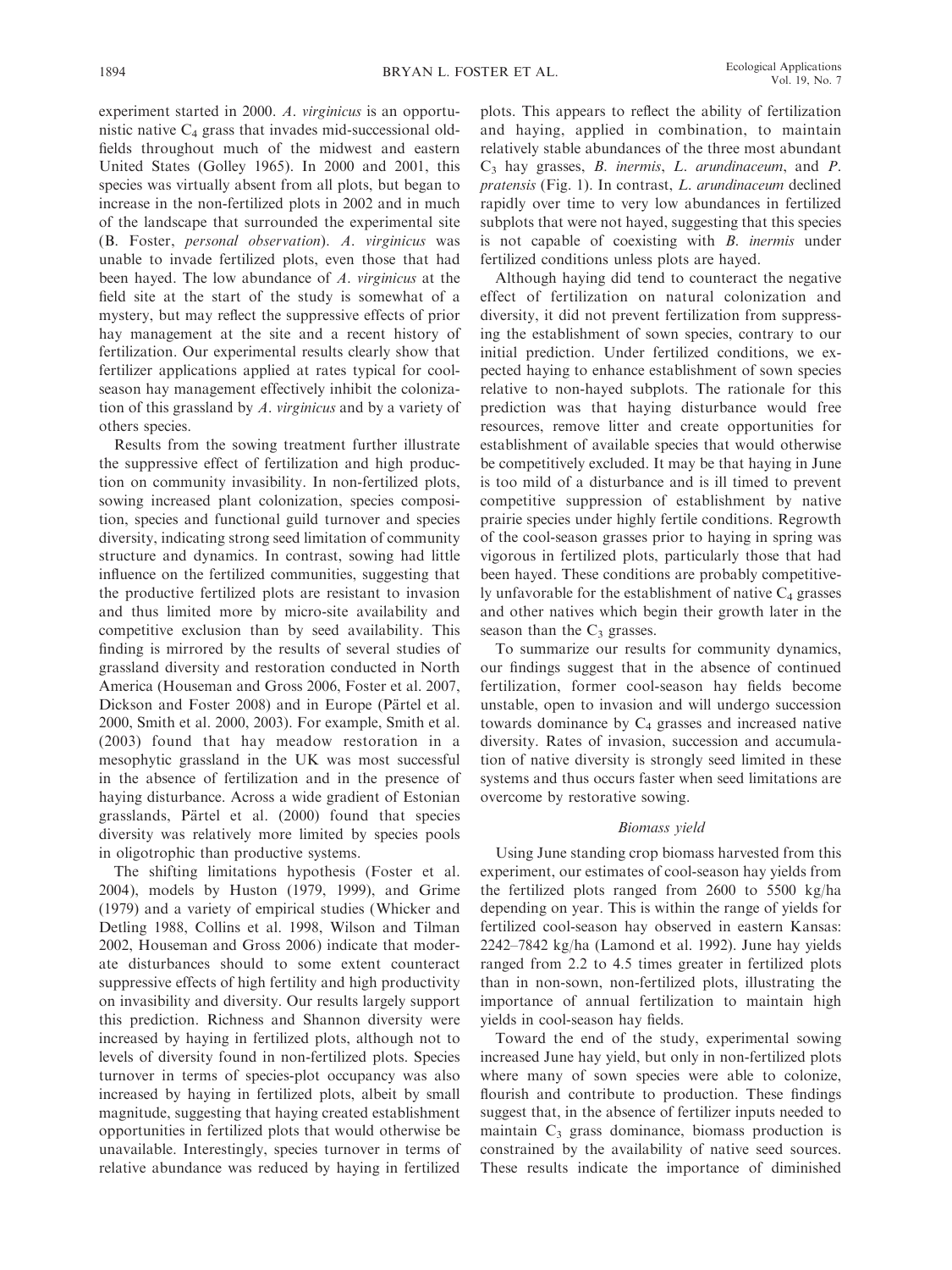experiment started in 2000. *A. virginicus* is an opportunistic native $C_4$ grass that invades mid-successional old-fields throughout much of the midwest and eastern United States (Golley 1965). In 2000 and 2001, this species was virtually absent from all plots, but began to increase in the non-fertilized plots in 2002 and in much of the landscape that surrounded the experimental site (B. Foster, *personal observation*). *A. virginicus* was unable to invade fertilized plots, even those that had been hayed. The low abundance of *A. virginicus* at the field site at the start of the study is somewhat of a mystery, but may reflect the suppressive effects of prior hay management at the site and a recent history of fertilization. Our experimental results clearly show that fertilizer applications applied at rates typical for cool-season hay management effectively inhibit the colonization of this grassland by *A. virginicus* and by a variety of others species.

Results from the sowing treatment further illustrate the suppressive effect of fertilization and high production on community invasibility. In non-fertilized plots, sowing increased plant colonization, species composition, species and functional guild turnover and species diversity, indicating strong seed limitation of community structure and dynamics. In contrast, sowing had little influence on the fertilized communities, suggesting that the productive fertilized plots are resistant to invasion and thus limited more by micro-site availability and competitive exclusion than by seed availability. This finding is mirrored by the results of several studies of grassland diversity and restoration conducted in North America (Houseman and Gross 2006, Foster et al. 2007, Dickson and Foster 2008) and in Europe (Pärtel et al. 2000, Smith et al. 2000, 2003). For example, Smith et al. (2003) found that hay meadow restoration in a mesophytic grassland in the UK was most successful in the absence of fertilization and in the presence of haying disturbance. Across a wide gradient of Estonian grasslands, Pärtel et al. (2000) found that species diversity was relatively more limited by species pools in oligotrophic than productive systems.

The shifting limitations hypothesis (Foster et al. 2004), models by Huston (1979, 1999), and Grime (1979) and a variety of empirical studies (Whicker and Detling 1988, Collins et al. 1998, Wilson and Tilman 2002, Houseman and Gross 2006) indicate that moderate disturbances should to some extent counteract suppressive effects of high fertility and high productivity on invasibility and diversity. Our results largely support this prediction. Richness and Shannon diversity were increased by haying in fertilized plots, although not to levels of diversity found in non-fertilized plots. Species turnover in terms of species-plot occupancy was also increased by haying in fertilized plots, albeit by small magnitude, suggesting that haying created establishment opportunities in fertilized plots that would otherwise be unavailable. Interestingly, species turnover in terms of relative abundance was reduced by haying in fertilized plots. This appears to reflect the ability of fertilization and haying, applied in combination, to maintain relatively stable abundances of the three most abundant $C_3$ hay grasses, *B. inermis*, *L. arundinaceum*, and *P. pratensis* (Fig. 1). In contrast, *L. arundinaceum* declined rapidly over time to very low abundances in fertilized subplots that were not hayed, suggesting that this species is not capable of coexisting with *B. inermis* under fertilized conditions unless plots are hayed.

Although haying did tend to counteract the negative effect of fertilization on natural colonization and diversity, it did not prevent fertilization from suppressing the establishment of sown species, contrary to our initial prediction. Under fertilized conditions, we expected haying to enhance establishment of sown species relative to non-hayed subplots. The rationale for this prediction was that haying disturbance would free resources, remove litter and create opportunities for establishment of available species that would otherwise be competitively excluded. It may be that haying in June is too mild of a disturbance and is ill timed to prevent competitive suppression of establishment by native prairie species under highly fertile conditions. Regrowth of the cool-season grasses prior to haying in spring was vigorous in fertilized plots, particularly those that had been hayed. These conditions are probably competitively unfavorable for the establishment of native $C_4$ grasses and other natives which begin their growth later in the season than the $C_3$ grasses.

To summarize our results for community dynamics, our findings suggest that in the absence of continued fertilization, former cool-season hay fields become unstable, open to invasion and will undergo succession towards dominance by $C_4$ grasses and increased native diversity. Rates of invasion, succession and accumulation of native diversity is strongly seed limited in these systems and thus occurs faster when seed limitations are overcome by restorative sowing.

### *Biomass yield*

Using June standing crop biomass harvested from this experiment, our estimates of cool-season hay yields from the fertilized plots ranged from 2600 to 5500 kg/ha depending on year. This is within the range of yields for fertilized cool-season hay observed in eastern Kansas: 2242–7842 kg/ha (Lamond et al. 1992). June hay yields ranged from 2.2 to 4.5 times greater in fertilized plots than in non-sown, non-fertilized plots, illustrating the importance of annual fertilization to maintain high yields in cool-season hay fields.

Toward the end of the study, experimental sowing increased June hay yield, but only in non-fertilized plots where many of sown species were able to colonize, flourish and contribute to production. These findings suggest that, in the absence of fertilizer inputs needed to maintain $C_3$ grass dominance, biomass production is constrained by the availability of native seed sources. These results indicate the importance of diminished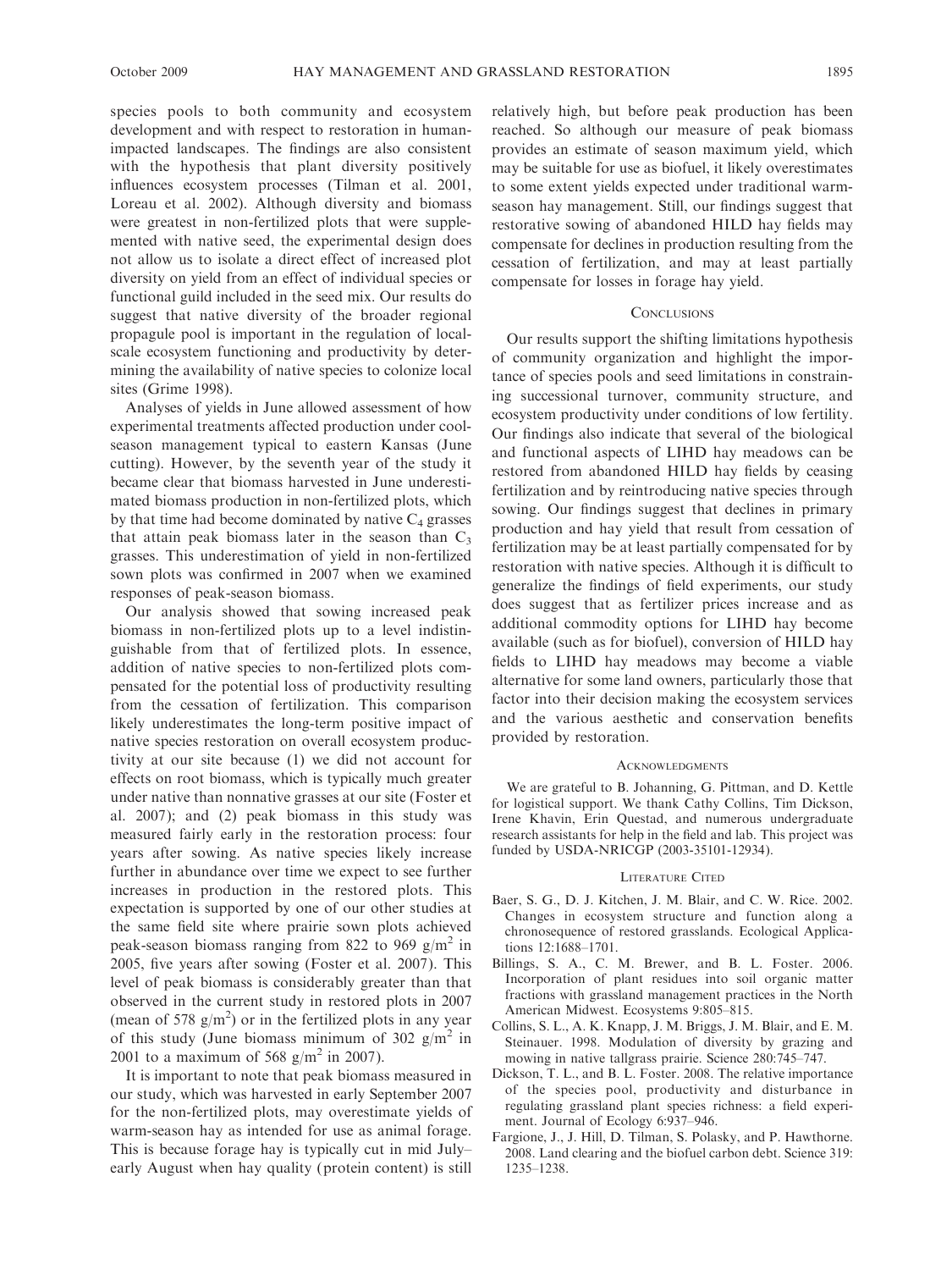species pools to both community and ecosystem development and with respect to restoration in human-impacted landscapes. The findings are also consistent with the hypothesis that plant diversity positively influences ecosystem processes (Tilman et al. 2001, Loreau et al. 2002). Although diversity and biomass were greatest in non-fertilized plots that were supplemented with native seed, the experimental design does not allow us to isolate a direct effect of increased plot diversity on yield from an effect of individual species or functional guild included in the seed mix. Our results do suggest that native diversity of the broader regional propagule pool is important in the regulation of local-scale ecosystem functioning and productivity by determining the availability of native species to colonize local sites (Grime 1998).

Analyses of yields in June allowed assessment of how experimental treatments affected production under cool-season management typical to eastern Kansas (June cutting). However, by the seventh year of the study it became clear that biomass harvested in June underestimated biomass production in non-fertilized plots, which by that time had become dominated by native $C_4$ grasses that attain peak biomass later in the season than $C_3$ grasses. This underestimation of yield in non-fertilized sown plots was confirmed in 2007 when we examined responses of peak-season biomass.

Our analysis showed that sowing increased peak biomass in non-fertilized plots up to a level indistinguishable from that of fertilized plots. In essence, addition of native species to non-fertilized plots compensated for the potential loss of productivity resulting from the cessation of fertilization. This comparison likely underestimates the long-term positive impact of native species restoration on overall ecosystem productivity at our site because (1) we did not account for effects on root biomass, which is typically much greater under native than nonnative grasses at our site (Foster et al. 2007); and (2) peak biomass in this study was measured fairly early in the restoration process: four years after sowing. As native species likely increase further in abundance over time we expect to see further increases in production in the restored plots. This expectation is supported by one of our other studies at the same field site where prairie sown plots achieved peak-season biomass ranging from 822 to 969 g/m$^2$ in 2005, five years after sowing (Foster et al. 2007). This level of peak biomass is considerably greater than that observed in the current study in restored plots in 2007 (mean of 578 g/m$^2$) or in the fertilized plots in any year of this study (June biomass minimum of 302 g/m$^2$ in 2001 to a maximum of 568 g/m$^2$ in 2007).

It is important to note that peak biomass measured in our study, which was harvested in early September 2007 for the non-fertilized plots, may overestimate yields of warm-season hay as intended for use as animal forage. This is because forage hay is typically cut in mid July–early August when hay quality (protein content) is still relatively high, but before peak production has been reached. So although our measure of peak biomass provides an estimate of season maximum yield, which may be suitable for use as biofuel, it likely overestimates to some extent yields expected under traditional warm-season hay management. Still, our findings suggest that restorative sowing of abandoned HILD hay fields may compensate for declines in production resulting from the cessation of fertilization, and may at least partially compensate for losses in forage hay yield.

## Conclusions

Our results support the shifting limitations hypothesis of community organization and highlight the importance of species pools and seed limitations in constraining successional turnover, community structure, and ecosystem productivity under conditions of low fertility. Our findings also indicate that several of the biological and functional aspects of LIHD hay meadows can be restored from abandoned HILD hay fields by ceasing fertilization and by reintroducing native species through sowing. Our findings suggest that declines in primary production and hay yield that result from cessation of fertilization may be at least partially compensated for by restoration with native species. Although it is difficult to generalize the findings of field experiments, our study does suggest that as fertilizer prices increase and as additional commodity options for LIHD hay become available (such as for biofuel), conversion of HILD hay fields to LIHD hay meadows may become a viable alternative for some land owners, particularly those that factor into their decision making the ecosystem services and the various aesthetic and conservation benefits provided by restoration.

## Acknowledgments

We are grateful to B. Johanning, G. Pittman, and D. Kettle for logistical support. We thank Cathy Collins, Tim Dickson, Irene Khavin, Erin Questad, and numerous undergraduate research assistants for help in the field and lab. This project was funded by USDA-NRICGP (2003-35101-12934).

## Literature Cited

Baer, S. G., D. J. Kitchen, J. M. Blair, and C. W. Rice. 2002. Changes in ecosystem structure and function along a chronosequence of restored grasslands. Ecological Applications 12:1688–1701.

Billings, S. A., C. M. Brewer, and B. L. Foster. 2006. Incorporation of plant residues into soil organic matter fractions with grassland management practices in the North American Midwest. Ecosystems 9:805–815.

Collins, S. L., A. K. Knapp, J. M. Briggs, J. M. Blair, and E. M. Steinauer. 1998. Modulation of diversity by grazing and mowing in native tallgrass prairie. Science 280:745–747.

Dickson, T. L., and B. L. Foster. 2008. The relative importance of the species pool, productivity and disturbance in regulating grassland plant species richness: a field experiment. Journal of Ecology 6:937–946.

Fargione, J., J. Hill, D. Tilman, S. Polasky, and P. Hawthorne. 2008. Land clearing and the biofuel carbon debt. Science 319: 1235–1238.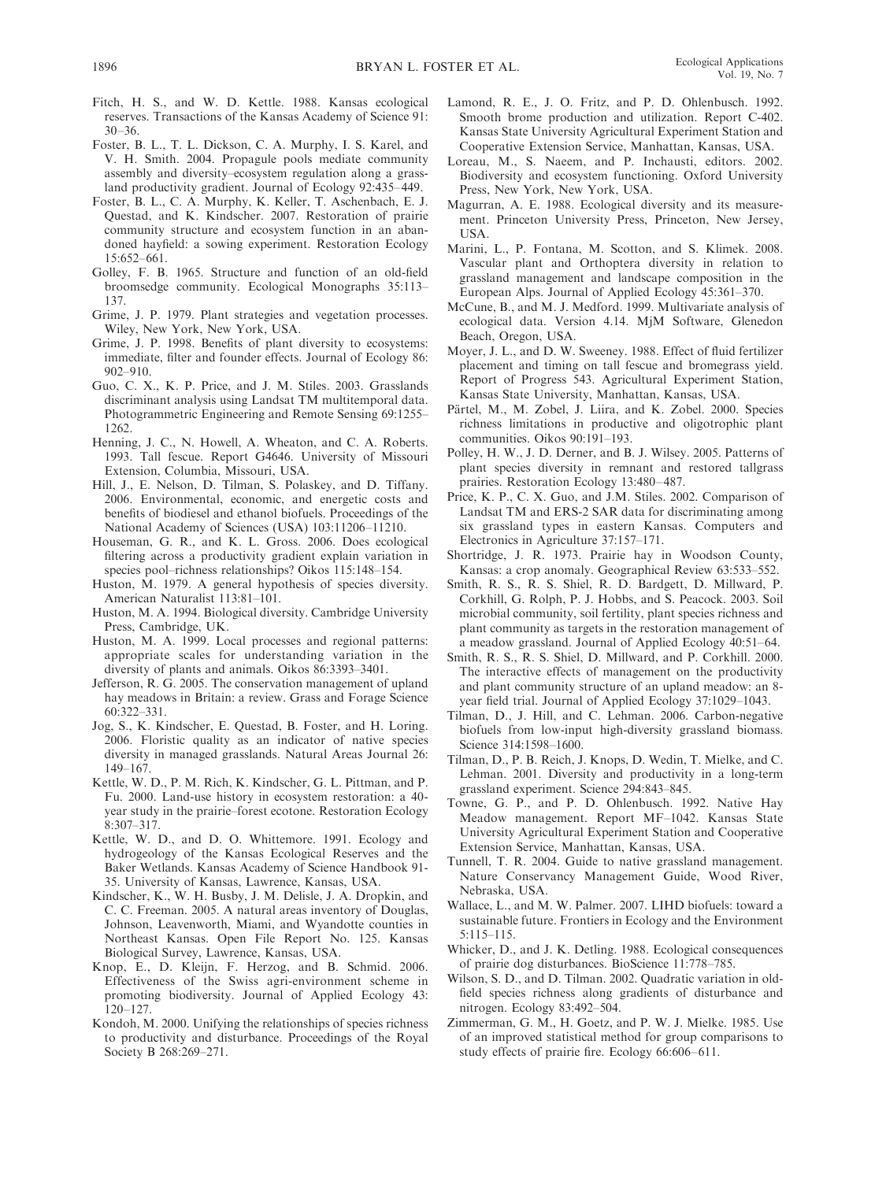Fitch, H. S., and W. D. Kettle. 1988. Kansas ecological reserves. Transactions of the Kansas Academy of Science 91: 30–36.

Foster, B. L., T. L. Dickson, C. A. Murphy, I. S. Karel, and V. H. Smith. 2004. Propagule pools mediate community assembly and diversity–ecosystem regulation along a grassland productivity gradient. Journal of Ecology 92:435–449.

Foster, B. L., C. A. Murphy, K. Keller, T. Aschenbach, E. J. Questad, and K. Kindscher. 2007. Restoration of prairie community structure and ecosystem function in an abandoned hayfield: a sowing experiment. Restoration Ecology 15:652–661.

Golley, F. B. 1965. Structure and function of an old-field broomsedge community. Ecological Monographs 35:113–137.

Grime, J. P. 1979. Plant strategies and vegetation processes. Wiley, New York, New York, USA.

Grime, J. P. 1998. Benefits of plant diversity to ecosystems: immediate, filter and founder effects. Journal of Ecology 86: 902–910.

Guo, C. X., K. P. Price, and J. M. Stiles. 2003. Grasslands discriminant analysis using Landsat TM multitemporal data. Photogrammetric Engineering and Remote Sensing 69:1255–1262.

Henning, J. C., N. Howell, A. Wheaton, and C. A. Roberts. 1993. Tall fescue. Report G4646. University of Missouri Extension, Columbia, Missouri, USA.

Hill, J., E. Nelson, D. Tilman, S. Polaskey, and D. Tiffany. 2006. Environmental, economic, and energetic costs and benefits of biodiesel and ethanol biofuels. Proceedings of the National Academy of Sciences (USA) 103:11206–11210.

Houseman, G. R., and K. L. Gross. 2006. Does ecological filtering across a productivity gradient explain variation in species pool–richness relationships? Oikos 115:148–154.

Huston, M. 1979. A general hypothesis of species diversity. American Naturalist 113:81–101.

Huston, M. A. 1994. Biological diversity. Cambridge University Press, Cambridge, UK.

Huston, M. A. 1999. Local processes and regional patterns: appropriate scales for understanding variation in the diversity of plants and animals. Oikos 86:3393–3401.

Jefferson, R. G. 2005. The conservation management of upland hay meadows in Britain: a review. Grass and Forage Science 60:322–331.

Jog, S., K. Kindscher, E. Questad, B. Foster, and H. Loring. 2006. Floristic quality as an indicator of native species diversity in managed grasslands. Natural Areas Journal 26: 149–167.

Kettle, W. D., P. M. Rich, K. Kindscher, G. L. Pittman, and P. Fu. 2000. Land-use history in ecosystem restoration: a 40-year study in the prairie–forest ecotone. Restoration Ecology 8:307–317.

Kettle, W. D., and D. O. Whittemore. 1991. Ecology and hydrogeology of the Kansas Ecological Reserves and the Baker Wetlands. Kansas Academy of Science Handbook 91-35. University of Kansas, Lawrence, Kansas, USA.

Kindscher, K., W. H. Busby, J. M. Delisle, J. A. Dropkin, and C. C. Freeman. 2005. A natural areas inventory of Douglas, Johnson, Leavenworth, Miami, and Wyandotte counties in Northeast Kansas. Open File Report No. 125. Kansas Biological Survey, Lawrence, Kansas, USA.

Knop, E., D. Kleijn, F. Herzog, and B. Schmid. 2006. Effectiveness of the Swiss agri-environment scheme in promoting biodiversity. Journal of Applied Ecology 43: 120–127.

Kondoh, M. 2000. Unifying the relationships of species richness to productivity and disturbance. Proceedings of the Royal Society B 268:269–271.

Lamond, R. E., J. O. Fritz, and P. D. Ohlenbusch. 1992. Smooth brome production and utilization. Report C-402. Kansas State University Agricultural Experiment Station and Cooperative Extension Service, Manhattan, Kansas, USA.

Loreau, M., S. Naeem, and P. Inchausti, editors. 2002. Biodiversity and ecosystem functioning. Oxford University Press, New York, New York, USA.

Magurran, A. E. 1988. Ecological diversity and its measurement. Princeton University Press, Princeton, New Jersey, USA.

Marini, L., P. Fontana, M. Scotton, and S. Klimek. 2008. Vascular plant and Orthoptera diversity in relation to grassland management and landscape composition in the European Alps. Journal of Applied Ecology 45:361–370.

McCune, B., and M. J. Medford. 1999. Multivariate analysis of ecological data. Version 4.14. MjM Software, Glenedon Beach, Oregon, USA.

Moyer, J. L., and D. W. Sweeney. 1988. Effect of fluid fertilizer placement and timing on tall fescue and bromegrass yield. Report of Progress 543. Agricultural Experiment Station, Kansas State University, Manhattan, Kansas, USA.

Pärtel, M., M. Zobel, J. Liira, and K. Zobel. 2000. Species richness limitations in productive and oligotrophic plant communities. Oikos 90:191–193.

Polley, H. W., J. D. Derner, and B. J. Wilsey. 2005. Patterns of plant species diversity in remnant and restored tallgrass prairies. Restoration Ecology 13:480–487.

Price, K. P., C. X. Guo, and J.M. Stiles. 2002. Comparison of Landsat TM and ERS-2 SAR data for discriminating among six grassland types in eastern Kansas. Computers and Electronics in Agriculture 37:157–171.

Shortridge, J. R. 1973. Prairie hay in Woodson County, Kansas: a crop anomaly. Geographical Review 63:533–552.

Smith, R. S., R. S. Shiel, R. D. Bardgett, D. Millward, P. Corkhill, G. Rolph, P. J. Hobbs, and S. Peacock. 2003. Soil microbial community, soil fertility, plant species richness and plant community as targets in the restoration management of a meadow grassland. Journal of Applied Ecology 40:51–64.

Smith, R. S., R. S. Shiel, D. Millward, and P. Corkhill. 2000. The interactive effects of management on the productivity and plant community structure of an upland meadow: an 8-year field trial. Journal of Applied Ecology 37:1029–1043.

Tilman, D., J. Hill, and C. Lehman. 2006. Carbon-negative biofuels from low-input high-diversity grassland biomass. Science 314:1598–1600.

Tilman, D., P. B. Reich, J. Knops, D. Wedin, T. Mielke, and C. Lehman. 2001. Diversity and productivity in a long-term grassland experiment. Science 294:843–845.

Towne, G. P., and P. D. Ohlenbusch. 1992. Native Hay Meadow management. Report MF–1042. Kansas State University Agricultural Experiment Station and Cooperative Extension Service, Manhattan, Kansas, USA.

Tunnell, T. R. 2004. Guide to native grassland management. Nature Conservancy Management Guide, Wood River, Nebraska, USA.

Wallace, L., and M. W. Palmer. 2007. LIHD biofuels: toward a sustainable future. Frontiers in Ecology and the Environment 5:115–115.

Whicker, D., and J. K. Detling. 1988. Ecological consequences of prairie dog disturbances. BioScience 11:778–785.

Wilson, S. D., and D. Tilman. 2002. Quadratic variation in old-field species richness along gradients of disturbance and nitrogen. Ecology 83:492–504.

Zimmerman, G. M., H. Goetz, and P. W. J. Mielke. 1985. Use of an improved statistical method for group comparisons to study effects of prairie fire. Ecology 66:606–611.